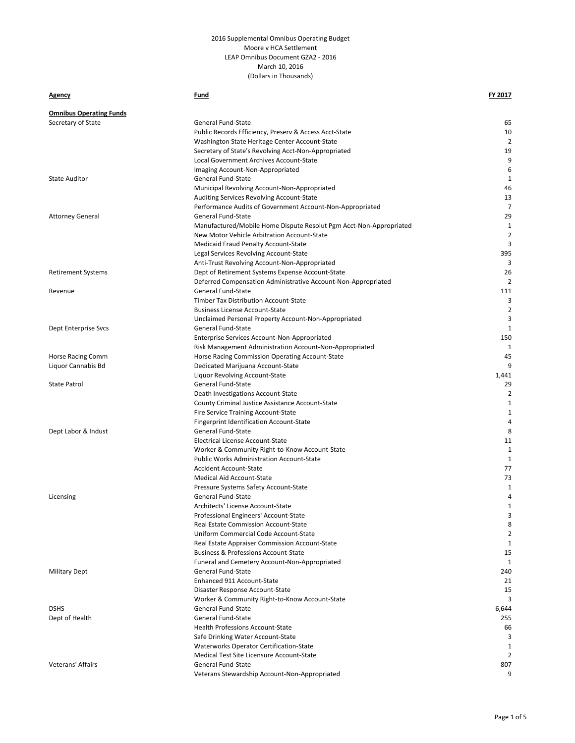2016 Supplemental Omnibus Operating Budget
Moore v HCA Settlement
LEAP Omnibus Document GZA2 - 2016
March 10, 2016
(Dollars in Thousands)

| Agency | Fund | FY 2017 |
|---|---|---|
| **Omnibus Operating Funds** | | |
| Secretary of State | General Fund-State | 65 |
| | Public Records Efficiency, Preserv & Access Acct-State | 10 |
| | Washington State Heritage Center Account-State | 2 |
| | Secretary of State's Revolving Acct-Non-Appropriated | 19 |
| | Local Government Archives Account-State | 9 |
| | Imaging Account-Non-Appropriated | 6 |
| State Auditor | General Fund-State | 1 |
| | Municipal Revolving Account-Non-Appropriated | 46 |
| | Auditing Services Revolving Account-State | 13 |
| | Performance Audits of Government Account-Non-Appropriated | 7 |
| Attorney General | General Fund-State | 29 |
| | Manufactured/Mobile Home Dispute Resolut Pgm Acct-Non-Appropriated | 1 |
| | New Motor Vehicle Arbitration Account-State | 2 |
| | Medicaid Fraud Penalty Account-State | 3 |
| | Legal Services Revolving Account-State | 395 |
| | Anti-Trust Revolving Account-Non-Appropriated | 3 |
| Retirement Systems | Dept of Retirement Systems Expense Account-State | 26 |
| | Deferred Compensation Administrative Account-Non-Appropriated | 2 |
| Revenue | General Fund-State | 111 |
| | Timber Tax Distribution Account-State | 3 |
| | Business License Account-State | 2 |
| | Unclaimed Personal Property Account-Non-Appropriated | 3 |
| Dept Enterprise Svcs | General Fund-State | 1 |
| | Enterprise Services Account-Non-Appropriated | 150 |
| | Risk Management Administration Account-Non-Appropriated | 1 |
| Horse Racing Comm | Horse Racing Commission Operating Account-State | 45 |
| Liquor Cannabis Bd | Dedicated Marijuana Account-State | 9 |
| | Liquor Revolving Account-State | 1,441 |
| State Patrol | General Fund-State | 29 |
| | Death Investigations Account-State | 2 |
| | County Criminal Justice Assistance Account-State | 1 |
| | Fire Service Training Account-State | 1 |
| | Fingerprint Identification Account-State | 4 |
| Dept Labor & Indust | General Fund-State | 8 |
| | Electrical License Account-State | 11 |
| | Worker & Community Right-to-Know Account-State | 1 |
| | Public Works Administration Account-State | 1 |
| | Accident Account-State | 77 |
| | Medical Aid Account-State | 73 |
| | Pressure Systems Safety Account-State | 1 |
| Licensing | General Fund-State | 4 |
| | Architects' License Account-State | 1 |
| | Professional Engineers' Account-State | 3 |
| | Real Estate Commission Account-State | 8 |
| | Uniform Commercial Code Account-State | 2 |
| | Real Estate Appraiser Commission Account-State | 1 |
| | Business & Professions Account-State | 15 |
| | Funeral and Cemetery Account-Non-Appropriated | 1 |
| Military Dept | General Fund-State | 240 |
| | Enhanced 911 Account-State | 21 |
| | Disaster Response Account-State | 15 |
| | Worker & Community Right-to-Know Account-State | 3 |
| DSHS | General Fund-State | 6,644 |
| Dept of Health | General Fund-State | 255 |
| | Health Professions Account-State | 66 |
| | Safe Drinking Water Account-State | 3 |
| | Waterworks Operator Certification-State | 1 |
| | Medical Test Site Licensure Account-State | 2 |
| Veterans' Affairs | General Fund-State | 807 |
| | Veterans Stewardship Account-Non-Appropriated | 9 |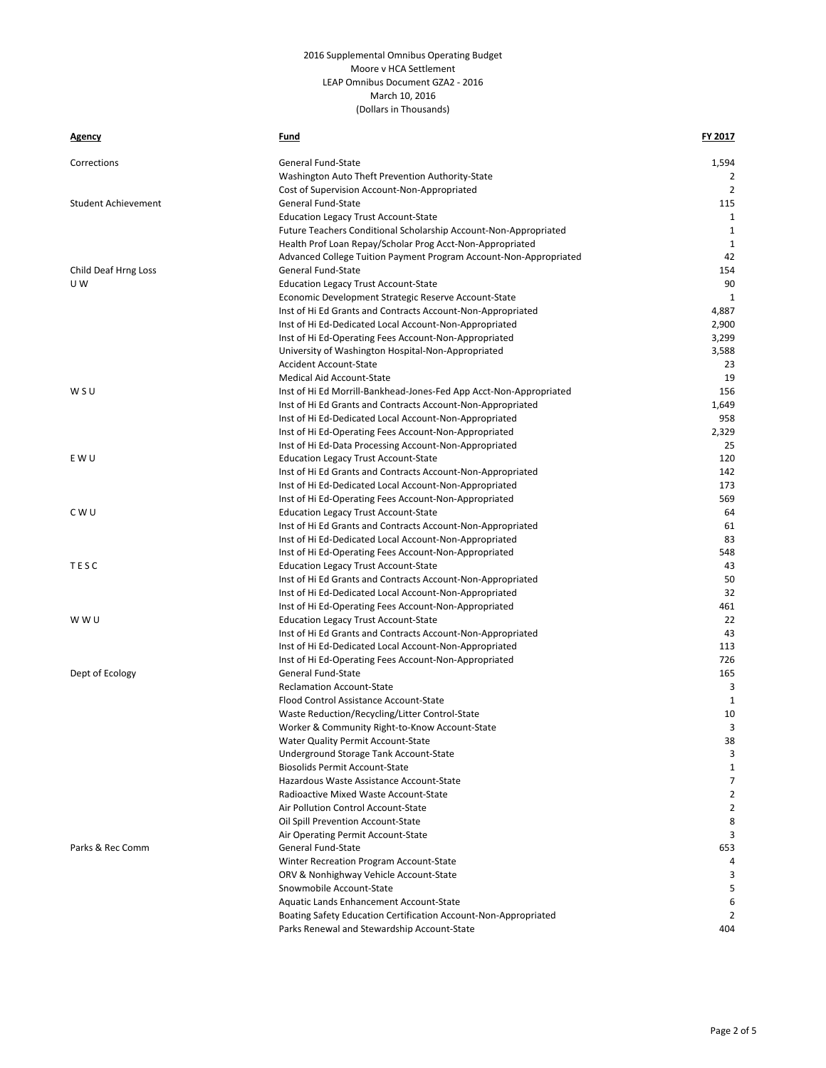2016 Supplemental Omnibus Operating Budget
Moore v HCA Settlement
LEAP Omnibus Document GZA2 - 2016
March 10, 2016
(Dollars in Thousands)

| Agency | Fund | FY 2017 |
|---|---|---|
| Corrections | General Fund-State | 1,594 |
| | Washington Auto Theft Prevention Authority-State | 2 |
| | Cost of Supervision Account-Non-Appropriated | 2 |
| Student Achievement | General Fund-State | 115 |
| | Education Legacy Trust Account-State | 1 |
| | Future Teachers Conditional Scholarship Account-Non-Appropriated | 1 |
| | Health Prof Loan Repay/Scholar Prog Acct-Non-Appropriated | 1 |
| | Advanced College Tuition Payment Program Account-Non-Appropriated | 42 |
| Child Deaf Hrng Loss | General Fund-State | 154 |
| U W | Education Legacy Trust Account-State | 90 |
| | Economic Development Strategic Reserve Account-State | 1 |
| | Inst of Hi Ed Grants and Contracts Account-Non-Appropriated | 4,887 |
| | Inst of Hi Ed-Dedicated Local Account-Non-Appropriated | 2,900 |
| | Inst of Hi Ed-Operating Fees Account-Non-Appropriated | 3,299 |
| | University of Washington Hospital-Non-Appropriated | 3,588 |
| | Accident Account-State | 23 |
| | Medical Aid Account-State | 19 |
| W S U | Inst of Hi Ed Morrill-Bankhead-Jones-Fed App Acct-Non-Appropriated | 156 |
| | Inst of Hi Ed Grants and Contracts Account-Non-Appropriated | 1,649 |
| | Inst of Hi Ed-Dedicated Local Account-Non-Appropriated | 958 |
| | Inst of Hi Ed-Operating Fees Account-Non-Appropriated | 2,329 |
| | Inst of Hi Ed-Data Processing Account-Non-Appropriated | 25 |
| E W U | Education Legacy Trust Account-State | 120 |
| | Inst of Hi Ed Grants and Contracts Account-Non-Appropriated | 142 |
| | Inst of Hi Ed-Dedicated Local Account-Non-Appropriated | 173 |
| | Inst of Hi Ed-Operating Fees Account-Non-Appropriated | 569 |
| C W U | Education Legacy Trust Account-State | 64 |
| | Inst of Hi Ed Grants and Contracts Account-Non-Appropriated | 61 |
| | Inst of Hi Ed-Dedicated Local Account-Non-Appropriated | 83 |
| | Inst of Hi Ed-Operating Fees Account-Non-Appropriated | 548 |
| T E S C | Education Legacy Trust Account-State | 43 |
| | Inst of Hi Ed Grants and Contracts Account-Non-Appropriated | 50 |
| | Inst of Hi Ed-Dedicated Local Account-Non-Appropriated | 32 |
| | Inst of Hi Ed-Operating Fees Account-Non-Appropriated | 461 |
| W W U | Education Legacy Trust Account-State | 22 |
| | Inst of Hi Ed Grants and Contracts Account-Non-Appropriated | 43 |
| | Inst of Hi Ed-Dedicated Local Account-Non-Appropriated | 113 |
| | Inst of Hi Ed-Operating Fees Account-Non-Appropriated | 726 |
| Dept of Ecology | General Fund-State | 165 |
| | Reclamation Account-State | 3 |
| | Flood Control Assistance Account-State | 1 |
| | Waste Reduction/Recycling/Litter Control-State | 10 |
| | Worker & Community Right-to-Know Account-State | 3 |
| | Water Quality Permit Account-State | 38 |
| | Underground Storage Tank Account-State | 3 |
| | Biosolids Permit Account-State | 1 |
| | Hazardous Waste Assistance Account-State | 7 |
| | Radioactive Mixed Waste Account-State | 2 |
| | Air Pollution Control Account-State | 2 |
| | Oil Spill Prevention Account-State | 8 |
| | Air Operating Permit Account-State | 3 |
| Parks & Rec Comm | General Fund-State | 653 |
| | Winter Recreation Program Account-State | 4 |
| | ORV & Nonhighway Vehicle Account-State | 3 |
| | Snowmobile Account-State | 5 |
| | Aquatic Lands Enhancement Account-State | 6 |
| | Boating Safety Education Certification Account-Non-Appropriated | 2 |
| | Parks Renewal and Stewardship Account-State | 404 |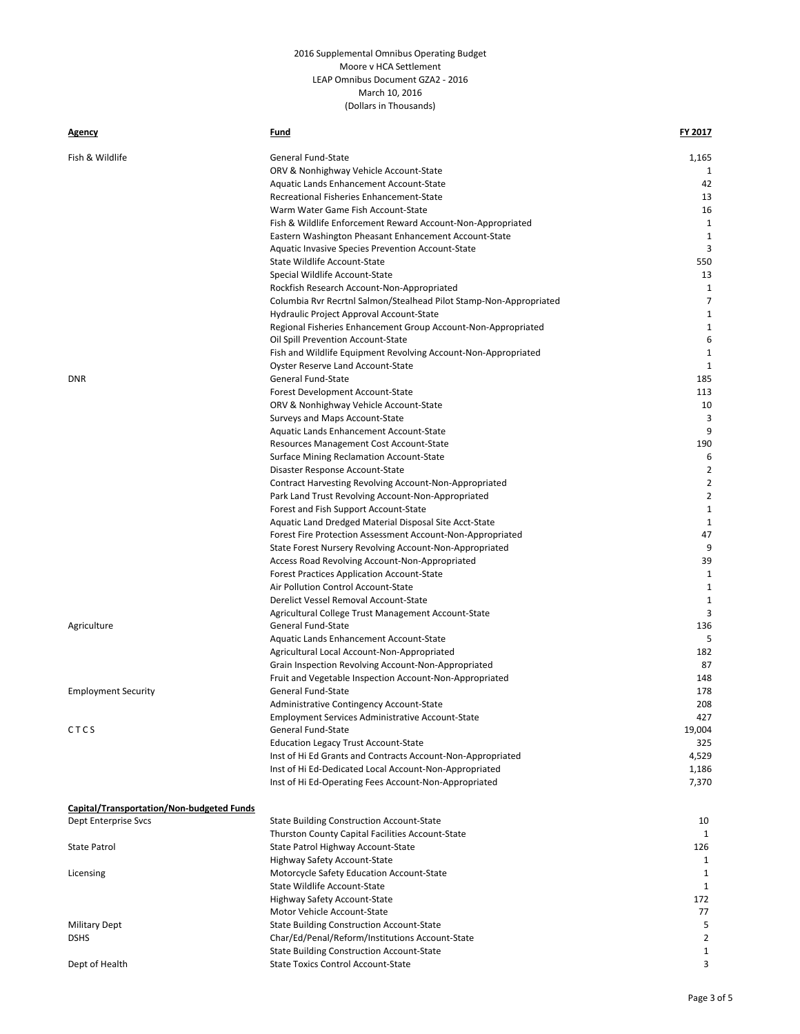2016 Supplemental Omnibus Operating Budget
Moore v HCA Settlement
LEAP Omnibus Document GZA2 - 2016
March 10, 2016
(Dollars in Thousands)

| Agency | Fund | FY 2017 |
|---|---|---|
| Fish & Wildlife | General Fund-State | 1,165 |
| | ORV & Nonhighway Vehicle Account-State | 1 |
| | Aquatic Lands Enhancement Account-State | 42 |
| | Recreational Fisheries Enhancement-State | 13 |
| | Warm Water Game Fish Account-State | 16 |
| | Fish & Wildlife Enforcement Reward Account-Non-Appropriated | 1 |
| | Eastern Washington Pheasant Enhancement Account-State | 1 |
| | Aquatic Invasive Species Prevention Account-State | 3 |
| | State Wildlife Account-State | 550 |
| | Special Wildlife Account-State | 13 |
| | Rockfish Research Account-Non-Appropriated | 1 |
| | Columbia Rvr Recrtnl Salmon/Stealhead Pilot Stamp-Non-Appropriated | 7 |
| | Hydraulic Project Approval Account-State | 1 |
| | Regional Fisheries Enhancement Group Account-Non-Appropriated | 1 |
| | Oil Spill Prevention Account-State | 6 |
| | Fish and Wildlife Equipment Revolving Account-Non-Appropriated | 1 |
| | Oyster Reserve Land Account-State | 1 |
| DNR | General Fund-State | 185 |
| | Forest Development Account-State | 113 |
| | ORV & Nonhighway Vehicle Account-State | 10 |
| | Surveys and Maps Account-State | 3 |
| | Aquatic Lands Enhancement Account-State | 9 |
| | Resources Management Cost Account-State | 190 |
| | Surface Mining Reclamation Account-State | 6 |
| | Disaster Response Account-State | 2 |
| | Contract Harvesting Revolving Account-Non-Appropriated | 2 |
| | Park Land Trust Revolving Account-Non-Appropriated | 2 |
| | Forest and Fish Support Account-State | 1 |
| | Aquatic Land Dredged Material Disposal Site Acct-State | 1 |
| | Forest Fire Protection Assessment Account-Non-Appropriated | 47 |
| | State Forest Nursery Revolving Account-Non-Appropriated | 9 |
| | Access Road Revolving Account-Non-Appropriated | 39 |
| | Forest Practices Application Account-State | 1 |
| | Air Pollution Control Account-State | 1 |
| | Derelict Vessel Removal Account-State | 1 |
| | Agricultural College Trust Management Account-State | 3 |
| Agriculture | General Fund-State | 136 |
| | Aquatic Lands Enhancement Account-State | 5 |
| | Agricultural Local Account-Non-Appropriated | 182 |
| | Grain Inspection Revolving Account-Non-Appropriated | 87 |
| | Fruit and Vegetable Inspection Account-Non-Appropriated | 148 |
| Employment Security | General Fund-State | 178 |
| | Administrative Contingency Account-State | 208 |
| | Employment Services Administrative Account-State | 427 |
| C T C S | General Fund-State | 19,004 |
| | Education Legacy Trust Account-State | 325 |
| | Inst of Hi Ed Grants and Contracts Account-Non-Appropriated | 4,529 |
| | Inst of Hi Ed-Dedicated Local Account-Non-Appropriated | 1,186 |
| | Inst of Hi Ed-Operating Fees Account-Non-Appropriated | 7,370 |
| **Capital/Transportation/Non-budgeted Funds** | | |
| Dept Enterprise Svcs | State Building Construction Account-State | 10 |
| | Thurston County Capital Facilities Account-State | 1 |
| State Patrol | State Patrol Highway Account-State | 126 |
| | Highway Safety Account-State | 1 |
| Licensing | Motorcycle Safety Education Account-State | 1 |
| | State Wildlife Account-State | 1 |
| | Highway Safety Account-State | 172 |
| | Motor Vehicle Account-State | 77 |
| Military Dept | State Building Construction Account-State | 5 |
| DSHS | Char/Ed/Penal/Reform/Institutions Account-State | 2 |
| | State Building Construction Account-State | 1 |
| Dept of Health | State Toxics Control Account-State | 3 |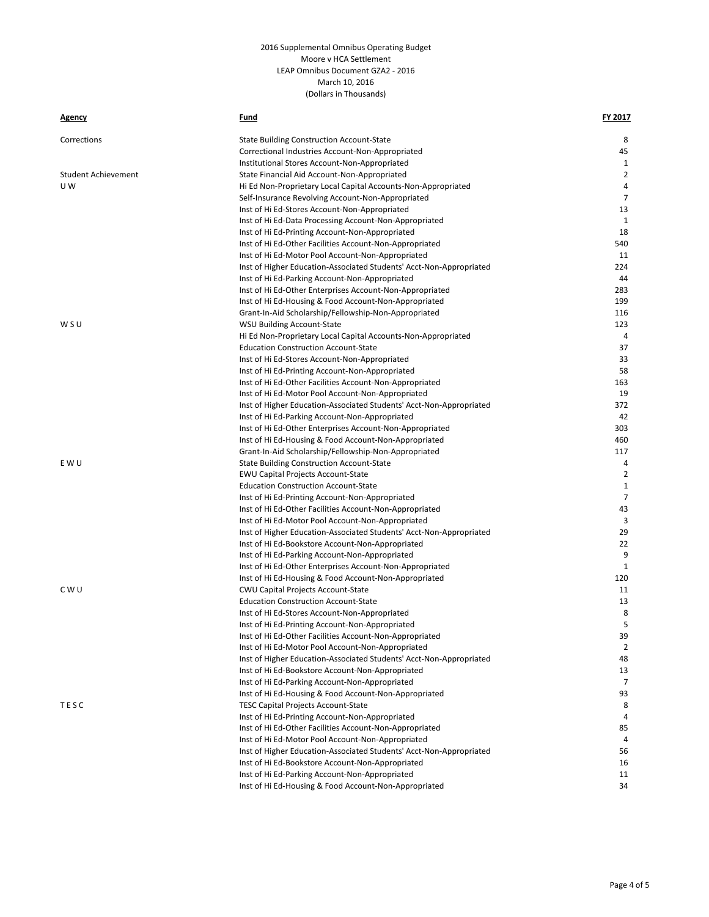2016 Supplemental Omnibus Operating Budget
Moore v HCA Settlement
LEAP Omnibus Document GZA2 - 2016
March 10, 2016
(Dollars in Thousands)

| Agency | Fund | FY 2017 |
|---|---|---|
| Corrections | State Building Construction Account-State | 8 |
| | Correctional Industries Account-Non-Appropriated | 45 |
| | Institutional Stores Account-Non-Appropriated | 1 |
| Student Achievement | State Financial Aid Account-Non-Appropriated | 2 |
| U W | Hi Ed Non-Proprietary Local Capital Accounts-Non-Appropriated | 4 |
| | Self-Insurance Revolving Account-Non-Appropriated | 7 |
| | Inst of Hi Ed-Stores Account-Non-Appropriated | 13 |
| | Inst of Hi Ed-Data Processing Account-Non-Appropriated | 1 |
| | Inst of Hi Ed-Printing Account-Non-Appropriated | 18 |
| | Inst of Hi Ed-Other Facilities Account-Non-Appropriated | 540 |
| | Inst of Hi Ed-Motor Pool Account-Non-Appropriated | 11 |
| | Inst of Higher Education-Associated Students' Acct-Non-Appropriated | 224 |
| | Inst of Hi Ed-Parking Account-Non-Appropriated | 44 |
| | Inst of Hi Ed-Other Enterprises Account-Non-Appropriated | 283 |
| | Inst of Hi Ed-Housing & Food Account-Non-Appropriated | 199 |
| | Grant-In-Aid Scholarship/Fellowship-Non-Appropriated | 116 |
| W S U | WSU Building Account-State | 123 |
| | Hi Ed Non-Proprietary Local Capital Accounts-Non-Appropriated | 4 |
| | Education Construction Account-State | 37 |
| | Inst of Hi Ed-Stores Account-Non-Appropriated | 33 |
| | Inst of Hi Ed-Printing Account-Non-Appropriated | 58 |
| | Inst of Hi Ed-Other Facilities Account-Non-Appropriated | 163 |
| | Inst of Hi Ed-Motor Pool Account-Non-Appropriated | 19 |
| | Inst of Higher Education-Associated Students' Acct-Non-Appropriated | 372 |
| | Inst of Hi Ed-Parking Account-Non-Appropriated | 42 |
| | Inst of Hi Ed-Other Enterprises Account-Non-Appropriated | 303 |
| | Inst of Hi Ed-Housing & Food Account-Non-Appropriated | 460 |
| | Grant-In-Aid Scholarship/Fellowship-Non-Appropriated | 117 |
| E W U | State Building Construction Account-State | 4 |
| | EWU Capital Projects Account-State | 2 |
| | Education Construction Account-State | 1 |
| | Inst of Hi Ed-Printing Account-Non-Appropriated | 7 |
| | Inst of Hi Ed-Other Facilities Account-Non-Appropriated | 43 |
| | Inst of Hi Ed-Motor Pool Account-Non-Appropriated | 3 |
| | Inst of Higher Education-Associated Students' Acct-Non-Appropriated | 29 |
| | Inst of Hi Ed-Bookstore Account-Non-Appropriated | 22 |
| | Inst of Hi Ed-Parking Account-Non-Appropriated | 9 |
| | Inst of Hi Ed-Other Enterprises Account-Non-Appropriated | 1 |
| | Inst of Hi Ed-Housing & Food Account-Non-Appropriated | 120 |
| C W U | CWU Capital Projects Account-State | 11 |
| | Education Construction Account-State | 13 |
| | Inst of Hi Ed-Stores Account-Non-Appropriated | 8 |
| | Inst of Hi Ed-Printing Account-Non-Appropriated | 5 |
| | Inst of Hi Ed-Other Facilities Account-Non-Appropriated | 39 |
| | Inst of Hi Ed-Motor Pool Account-Non-Appropriated | 2 |
| | Inst of Higher Education-Associated Students' Acct-Non-Appropriated | 48 |
| | Inst of Hi Ed-Bookstore Account-Non-Appropriated | 13 |
| | Inst of Hi Ed-Parking Account-Non-Appropriated | 7 |
| | Inst of Hi Ed-Housing & Food Account-Non-Appropriated | 93 |
| T E S C | TESC Capital Projects Account-State | 8 |
| | Inst of Hi Ed-Printing Account-Non-Appropriated | 4 |
| | Inst of Hi Ed-Other Facilities Account-Non-Appropriated | 85 |
| | Inst of Hi Ed-Motor Pool Account-Non-Appropriated | 4 |
| | Inst of Higher Education-Associated Students' Acct-Non-Appropriated | 56 |
| | Inst of Hi Ed-Bookstore Account-Non-Appropriated | 16 |
| | Inst of Hi Ed-Parking Account-Non-Appropriated | 11 |
| | Inst of Hi Ed-Housing & Food Account-Non-Appropriated | 34 |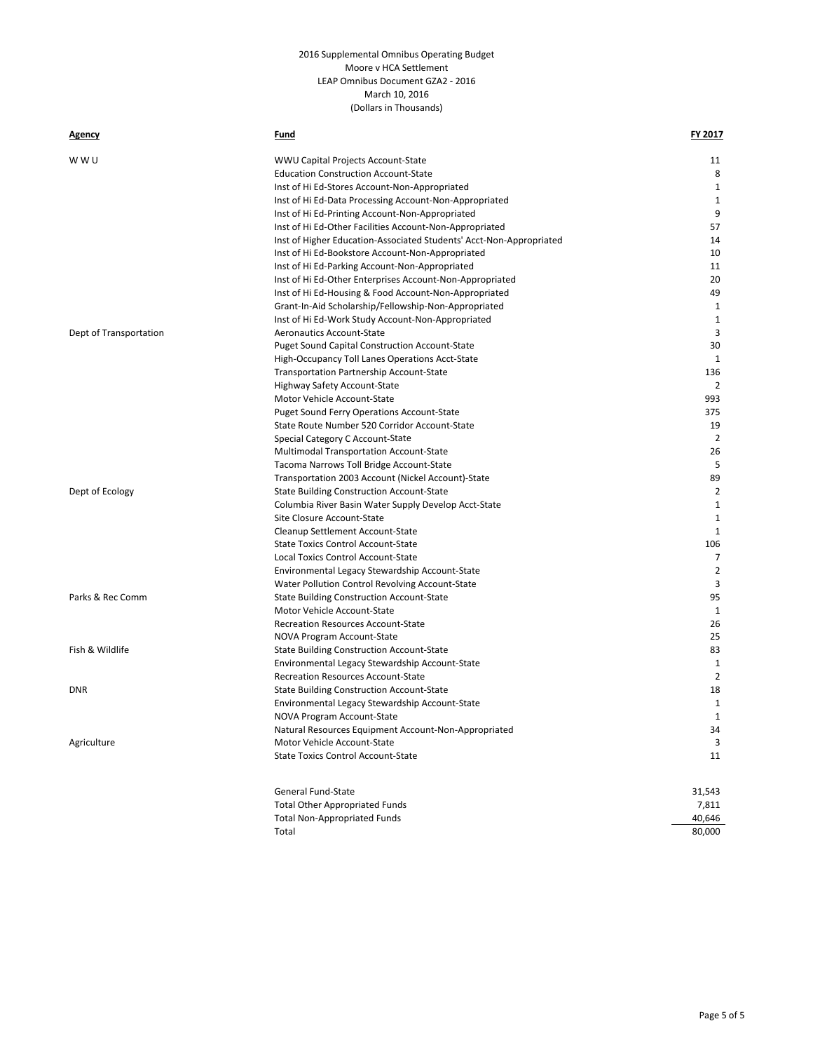2016 Supplemental Omnibus Operating Budget
Moore v HCA Settlement
LEAP Omnibus Document GZA2 - 2016
March 10, 2016
(Dollars in Thousands)

| Agency | Fund | FY 2017 |
|---|---|---|
| W W U | WWU Capital Projects Account-State | 11 |
| | Education Construction Account-State | 8 |
| | Inst of Hi Ed-Stores Account-Non-Appropriated | 1 |
| | Inst of Hi Ed-Data Processing Account-Non-Appropriated | 1 |
| | Inst of Hi Ed-Printing Account-Non-Appropriated | 9 |
| | Inst of Hi Ed-Other Facilities Account-Non-Appropriated | 57 |
| | Inst of Higher Education-Associated Students' Acct-Non-Appropriated | 14 |
| | Inst of Hi Ed-Bookstore Account-Non-Appropriated | 10 |
| | Inst of Hi Ed-Parking Account-Non-Appropriated | 11 |
| | Inst of Hi Ed-Other Enterprises Account-Non-Appropriated | 20 |
| | Inst of Hi Ed-Housing & Food Account-Non-Appropriated | 49 |
| | Grant-In-Aid Scholarship/Fellowship-Non-Appropriated | 1 |
| | Inst of Hi Ed-Work Study Account-Non-Appropriated | 1 |
| Dept of Transportation | Aeronautics Account-State | 3 |
| | Puget Sound Capital Construction Account-State | 30 |
| | High-Occupancy Toll Lanes Operations Acct-State | 1 |
| | Transportation Partnership Account-State | 136 |
| | Highway Safety Account-State | 2 |
| | Motor Vehicle Account-State | 993 |
| | Puget Sound Ferry Operations Account-State | 375 |
| | State Route Number 520 Corridor Account-State | 19 |
| | Special Category C Account-State | 2 |
| | Multimodal Transportation Account-State | 26 |
| | Tacoma Narrows Toll Bridge Account-State | 5 |
| | Transportation 2003 Account (Nickel Account)-State | 89 |
| Dept of Ecology | State Building Construction Account-State | 2 |
| | Columbia River Basin Water Supply Develop Acct-State | 1 |
| | Site Closure Account-State | 1 |
| | Cleanup Settlement Account-State | 1 |
| | State Toxics Control Account-State | 106 |
| | Local Toxics Control Account-State | 7 |
| | Environmental Legacy Stewardship Account-State | 2 |
| | Water Pollution Control Revolving Account-State | 3 |
| Parks & Rec Comm | State Building Construction Account-State | 95 |
| | Motor Vehicle Account-State | 1 |
| | Recreation Resources Account-State | 26 |
| | NOVA Program Account-State | 25 |
| Fish & Wildlife | State Building Construction Account-State | 83 |
| | Environmental Legacy Stewardship Account-State | 1 |
| | Recreation Resources Account-State | 2 |
| DNR | State Building Construction Account-State | 18 |
| | Environmental Legacy Stewardship Account-State | 1 |
| | NOVA Program Account-State | 1 |
| | Natural Resources Equipment Account-Non-Appropriated | 34 |
| Agriculture | Motor Vehicle Account-State | 3 |
| | State Toxics Control Account-State | 11 |
| | | |
| | General Fund-State | 31,543 |
| | Total Other Appropriated Funds | 7,811 |
| | Total Non-Appropriated Funds | 40,646 |
| | Total | 80,000 |